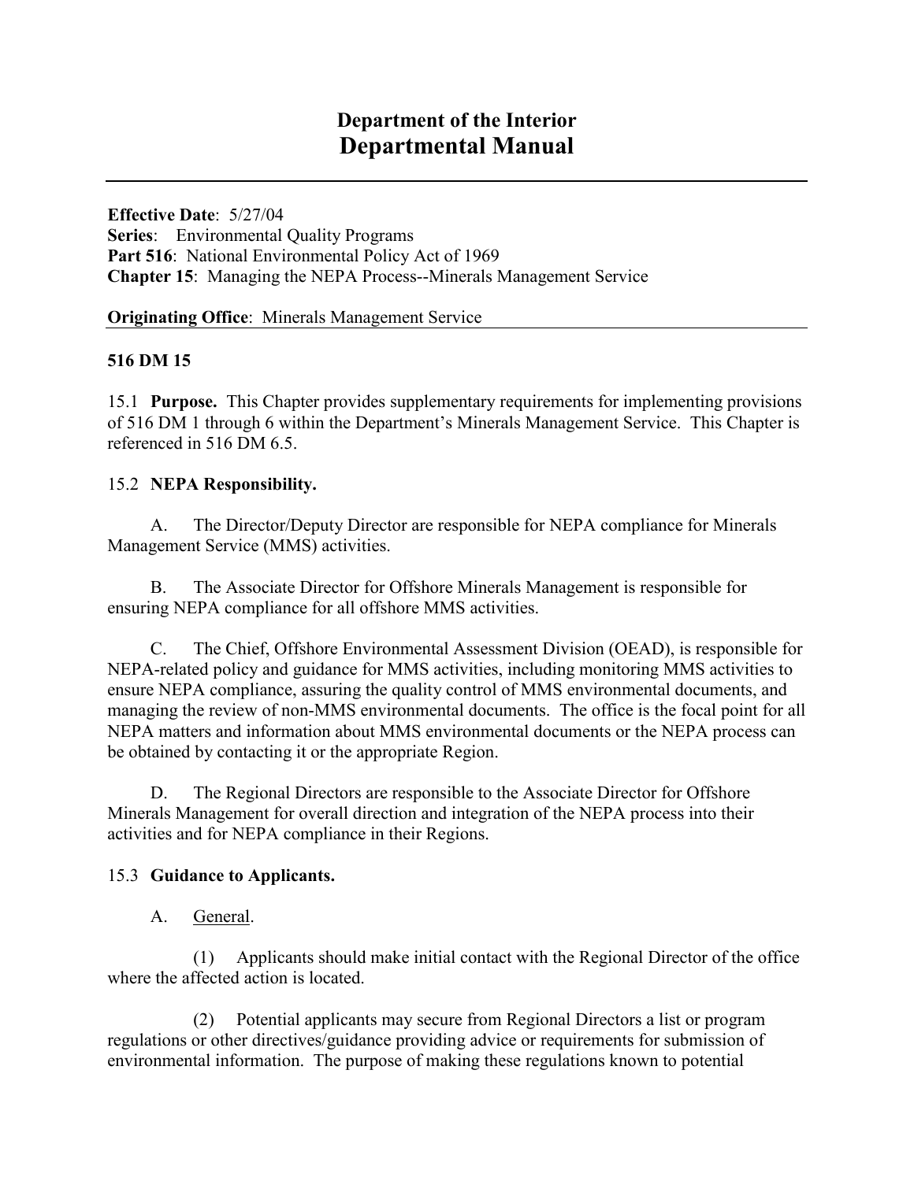# Department of the Interior
# Departmental Manual

---

**Effective Date**: 5/27/04
**Series**: Environmental Quality Programs
**Part 516**: National Environmental Policy Act of 1969
**Chapter 15**: Managing the NEPA Process--Minerals Management Service

**Originating Office**: Minerals Management Service

---

**516 DM 15**

15.1 **Purpose.** This Chapter provides supplementary requirements for implementing provisions of 516 DM 1 through 6 within the Department's Minerals Management Service. This Chapter is referenced in 516 DM 6.5.

15.2 **NEPA Responsibility.**

A. The Director/Deputy Director are responsible for NEPA compliance for Minerals Management Service (MMS) activities.

B. The Associate Director for Offshore Minerals Management is responsible for ensuring NEPA compliance for all offshore MMS activities.

C. The Chief, Offshore Environmental Assessment Division (OEAD), is responsible for NEPA-related policy and guidance for MMS activities, including monitoring MMS activities to ensure NEPA compliance, assuring the quality control of MMS environmental documents, and managing the review of non-MMS environmental documents. The office is the focal point for all NEPA matters and information about MMS environmental documents or the NEPA process can be obtained by contacting it or the appropriate Region.

D. The Regional Directors are responsible to the Associate Director for Offshore Minerals Management for overall direction and integration of the NEPA process into their activities and for NEPA compliance in their Regions.

15.3 **Guidance to Applicants.**

A. General.

(1) Applicants should make initial contact with the Regional Director of the office where the affected action is located.

(2) Potential applicants may secure from Regional Directors a list or program regulations or other directives/guidance providing advice or requirements for submission of environmental information. The purpose of making these regulations known to potential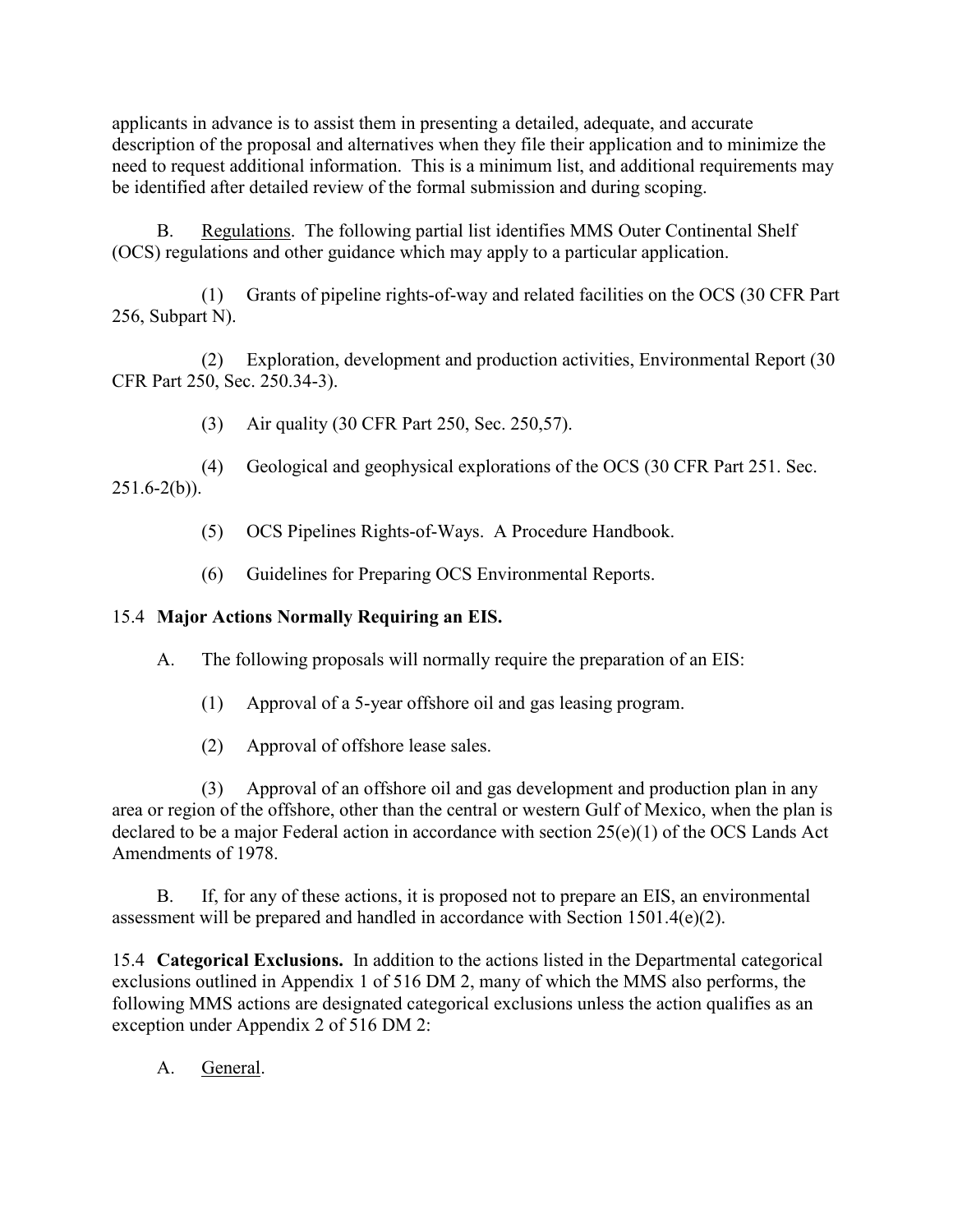applicants in advance is to assist them in presenting a detailed, adequate, and accurate description of the proposal and alternatives when they file their application and to minimize the need to request additional information. This is a minimum list, and additional requirements may be identified after detailed review of the formal submission and during scoping.

B. Regulations. The following partial list identifies MMS Outer Continental Shelf (OCS) regulations and other guidance which may apply to a particular application.

(1) Grants of pipeline rights-of-way and related facilities on the OCS (30 CFR Part 256, Subpart N).

(2) Exploration, development and production activities, Environmental Report (30 CFR Part 250, Sec. 250.34-3).

(3) Air quality (30 CFR Part 250, Sec. 250,57).

(4) Geological and geophysical explorations of the OCS (30 CFR Part 251. Sec. 251.6-2(b)).

(5) OCS Pipelines Rights-of-Ways. A Procedure Handbook.

(6) Guidelines for Preparing OCS Environmental Reports.

15.4 **Major Actions Normally Requiring an EIS.**

A. The following proposals will normally require the preparation of an EIS:

(1) Approval of a 5-year offshore oil and gas leasing program.

(2) Approval of offshore lease sales.

(3) Approval of an offshore oil and gas development and production plan in any area or region of the offshore, other than the central or western Gulf of Mexico, when the plan is declared to be a major Federal action in accordance with section 25(e)(1) of the OCS Lands Act Amendments of 1978.

B. If, for any of these actions, it is proposed not to prepare an EIS, an environmental assessment will be prepared and handled in accordance with Section 1501.4(e)(2).

15.4 **Categorical Exclusions.** In addition to the actions listed in the Departmental categorical exclusions outlined in Appendix 1 of 516 DM 2, many of which the MMS also performs, the following MMS actions are designated categorical exclusions unless the action qualifies as an exception under Appendix 2 of 516 DM 2:

A. General.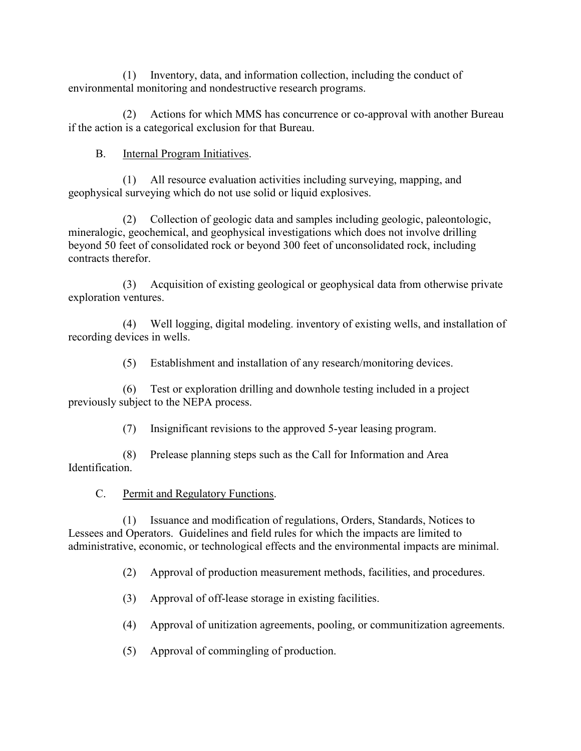(1) Inventory, data, and information collection, including the conduct of environmental monitoring and nondestructive research programs.

(2) Actions for which MMS has concurrence or co-approval with another Bureau if the action is a categorical exclusion for that Bureau.

B. Internal Program Initiatives.

(1) All resource evaluation activities including surveying, mapping, and geophysical surveying which do not use solid or liquid explosives.

(2) Collection of geologic data and samples including geologic, paleontologic, mineralogic, geochemical, and geophysical investigations which does not involve drilling beyond 50 feet of consolidated rock or beyond 300 feet of unconsolidated rock, including contracts therefor.

(3) Acquisition of existing geological or geophysical data from otherwise private exploration ventures.

(4) Well logging, digital modeling. inventory of existing wells, and installation of recording devices in wells.

(5) Establishment and installation of any research/monitoring devices.

(6) Test or exploration drilling and downhole testing included in a project previously subject to the NEPA process.

(7) Insignificant revisions to the approved 5-year leasing program.

(8) Prelease planning steps such as the Call for Information and Area Identification.

C. Permit and Regulatory Functions.

(1) Issuance and modification of regulations, Orders, Standards, Notices to Lessees and Operators. Guidelines and field rules for which the impacts are limited to administrative, economic, or technological effects and the environmental impacts are minimal.

(2) Approval of production measurement methods, facilities, and procedures.

(3) Approval of off-lease storage in existing facilities.

(4) Approval of unitization agreements, pooling, or communitization agreements.

(5) Approval of commingling of production.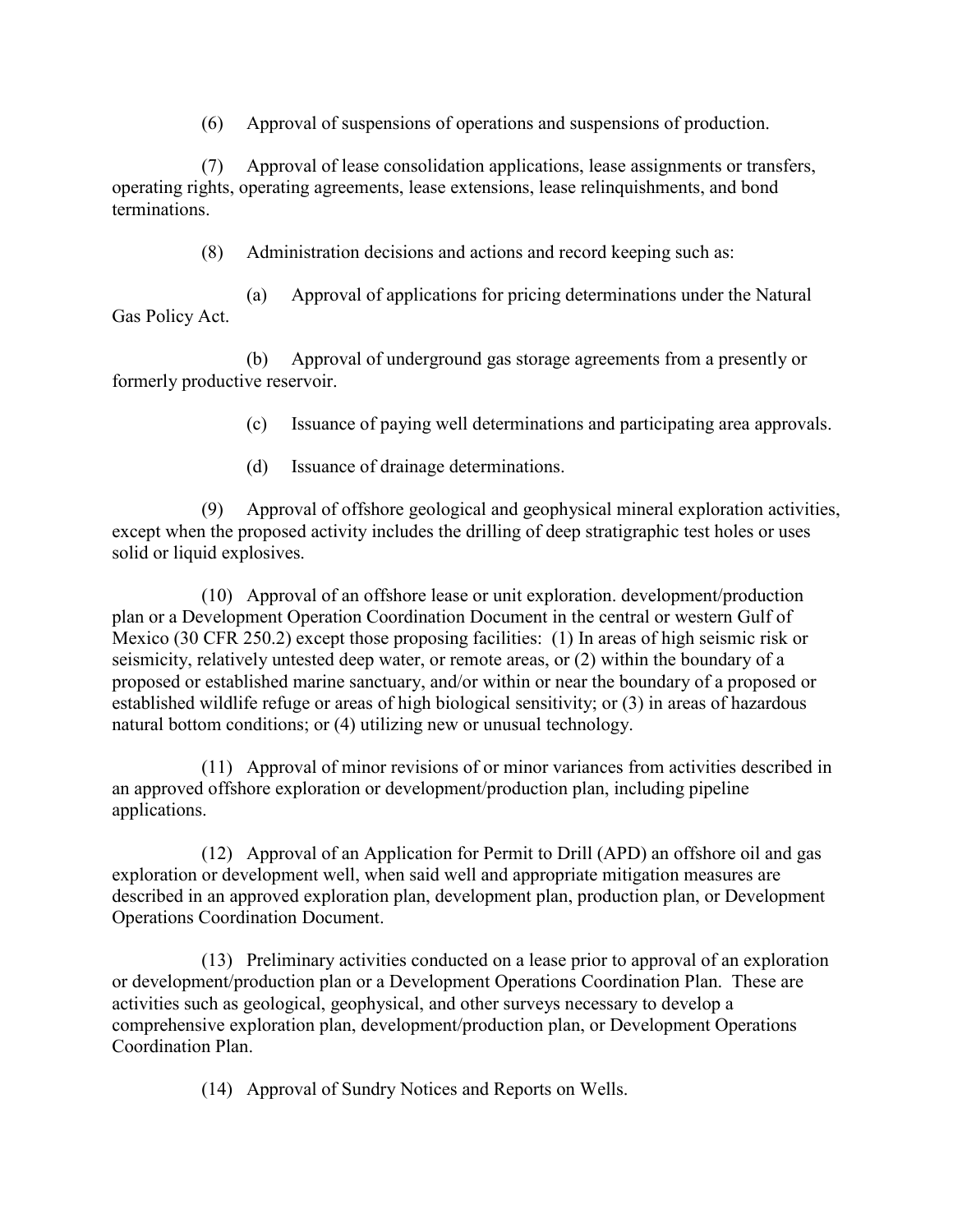(6) Approval of suspensions of operations and suspensions of production.

(7) Approval of lease consolidation applications, lease assignments or transfers, operating rights, operating agreements, lease extensions, lease relinquishments, and bond terminations.

(8) Administration decisions and actions and record keeping such as:

(a) Approval of applications for pricing determinations under the Natural Gas Policy Act.

(b) Approval of underground gas storage agreements from a presently or formerly productive reservoir.

(c) Issuance of paying well determinations and participating area approvals.

(d) Issuance of drainage determinations.

(9) Approval of offshore geological and geophysical mineral exploration activities, except when the proposed activity includes the drilling of deep stratigraphic test holes or uses solid or liquid explosives.

(10) Approval of an offshore lease or unit exploration. development/production plan or a Development Operation Coordination Document in the central or western Gulf of Mexico (30 CFR 250.2) except those proposing facilities: (1) In areas of high seismic risk or seismicity, relatively untested deep water, or remote areas, or (2) within the boundary of a proposed or established marine sanctuary, and/or within or near the boundary of a proposed or established wildlife refuge or areas of high biological sensitivity; or (3) in areas of hazardous natural bottom conditions; or (4) utilizing new or unusual technology.

(11) Approval of minor revisions of or minor variances from activities described in an approved offshore exploration or development/production plan, including pipeline applications.

(12) Approval of an Application for Permit to Drill (APD) an offshore oil and gas exploration or development well, when said well and appropriate mitigation measures are described in an approved exploration plan, development plan, production plan, or Development Operations Coordination Document.

(13) Preliminary activities conducted on a lease prior to approval of an exploration or development/production plan or a Development Operations Coordination Plan. These are activities such as geological, geophysical, and other surveys necessary to develop a comprehensive exploration plan, development/production plan, or Development Operations Coordination Plan.

(14) Approval of Sundry Notices and Reports on Wells.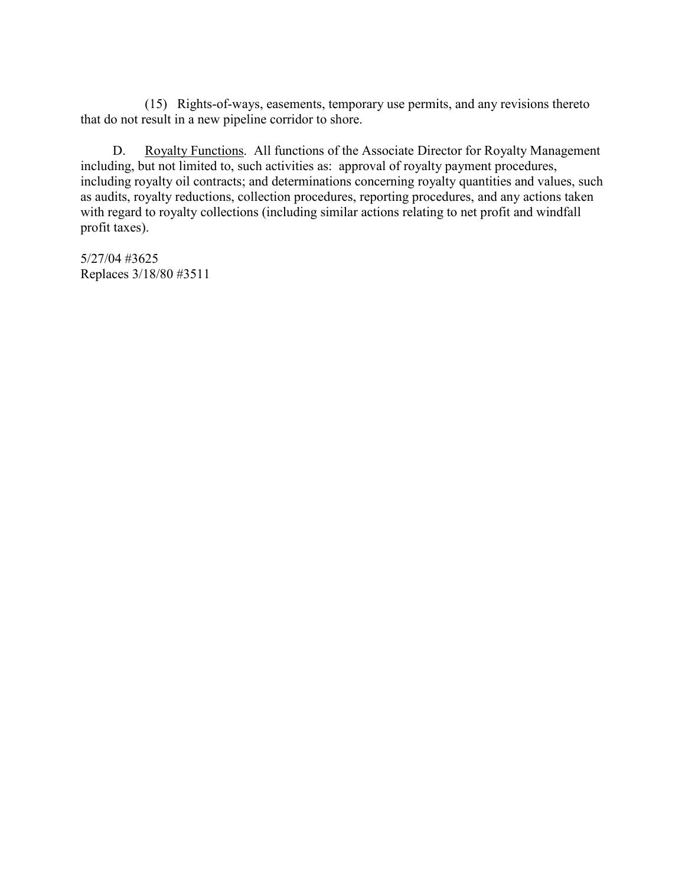(15) Rights-of-ways, easements, temporary use permits, and any revisions thereto that do not result in a new pipeline corridor to shore.

D. Royalty Functions. All functions of the Associate Director for Royalty Management including, but not limited to, such activities as: approval of royalty payment procedures, including royalty oil contracts; and determinations concerning royalty quantities and values, such as audits, royalty reductions, collection procedures, reporting procedures, and any actions taken with regard to royalty collections (including similar actions relating to net profit and windfall profit taxes).

5/27/04 #3625
Replaces 3/18/80 #3511